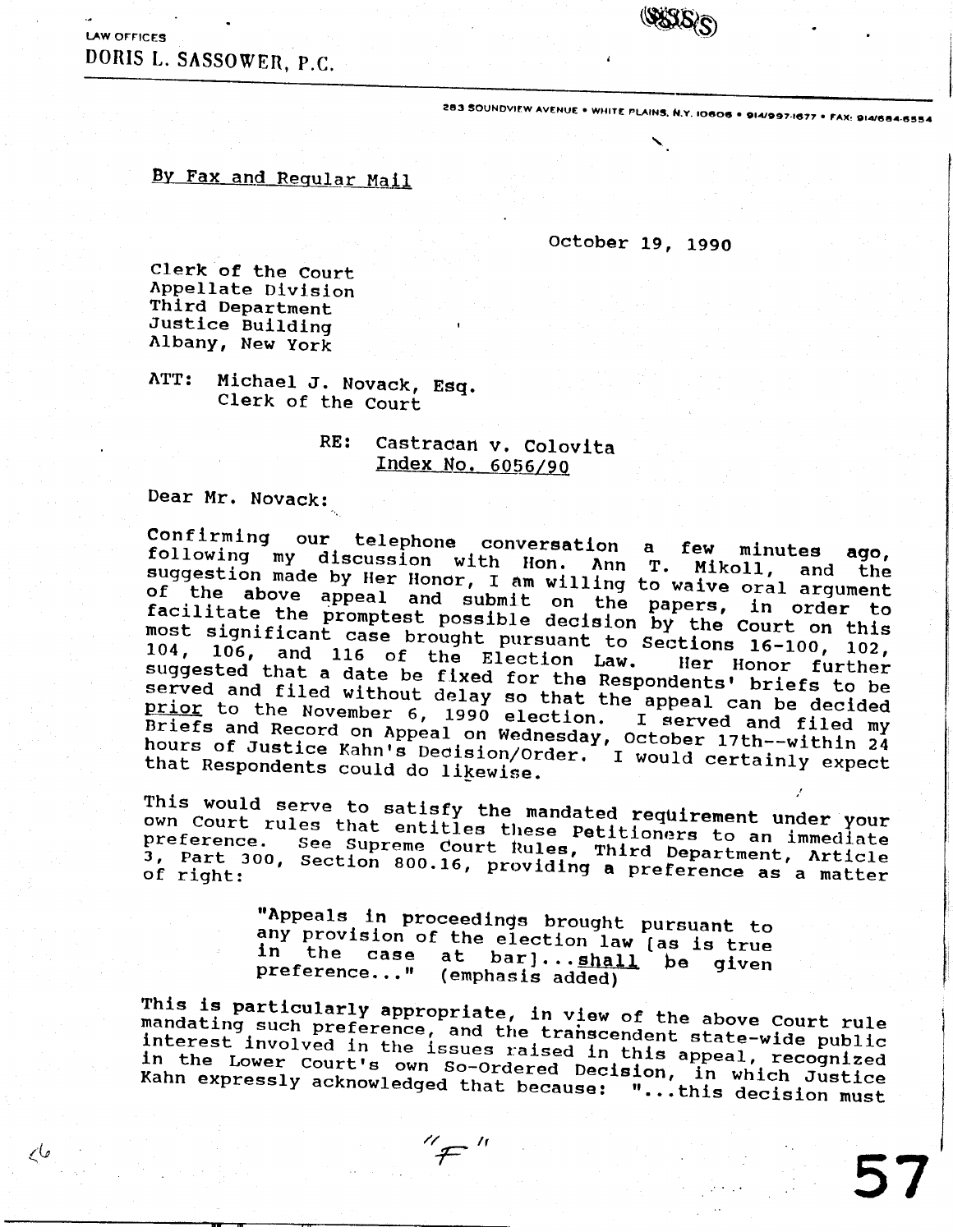LAW OFFICES
DORIS L. SASSOWER, P.C.

283 SOUNDVIEW AVENUE • WHITE PLAINS, N.Y. 10606 • 914/997-1677 • FAX: 914/684-6554

By Fax and Regular Mail

October 19, 1990

Clerk of the Court
Appellate Division
Third Department
Justice Building
Albany, New York

ATT: Michael J. Novack, Esq.
Clerk of the Court

RE: Castracan v. Colovita
Index No. 6056/90

Dear Mr. Novack:

Confirming our telephone conversation a few minutes ago, following my discussion with Hon. Ann T. Mikoll, and the suggestion made by Her Honor, I am willing to waive oral argument of the above appeal and submit on the papers, in order to facilitate the promptest possible decision by the Court on this most significant case brought pursuant to Sections 16-100, 102, 104, 106, and 116 of the Election Law. Her Honor further suggested that a date be fixed for the Respondents' briefs to be served and filed without delay so that the appeal can be decided prior to the November 6, 1990 election. I served and filed my Briefs and Record on Appeal on Wednesday, October 17th--within 24 hours of Justice Kahn's Decision/Order. I would certainly expect that Respondents could do likewise.

This would serve to satisfy the mandated requirement under your own Court rules that entitles these Petitioners to an immediate preference. See Supreme Court Rules, Third Department, Article 3, Part 300, Section 800.16, providing a preference as a matter of right:

> "Appeals in proceedings brought pursuant to any provision of the election law [as is true in the case at bar]...shall be given preference..." (emphasis added)

This is particularly appropriate, in view of the above Court rule mandating such preference, and the transcendent state-wide public interest involved in the issues raised in this appeal, recognized in the Lower Court's own So-Ordered Decision, in which Justice Kahn expressly acknowledged that because: "...this decision must

"F"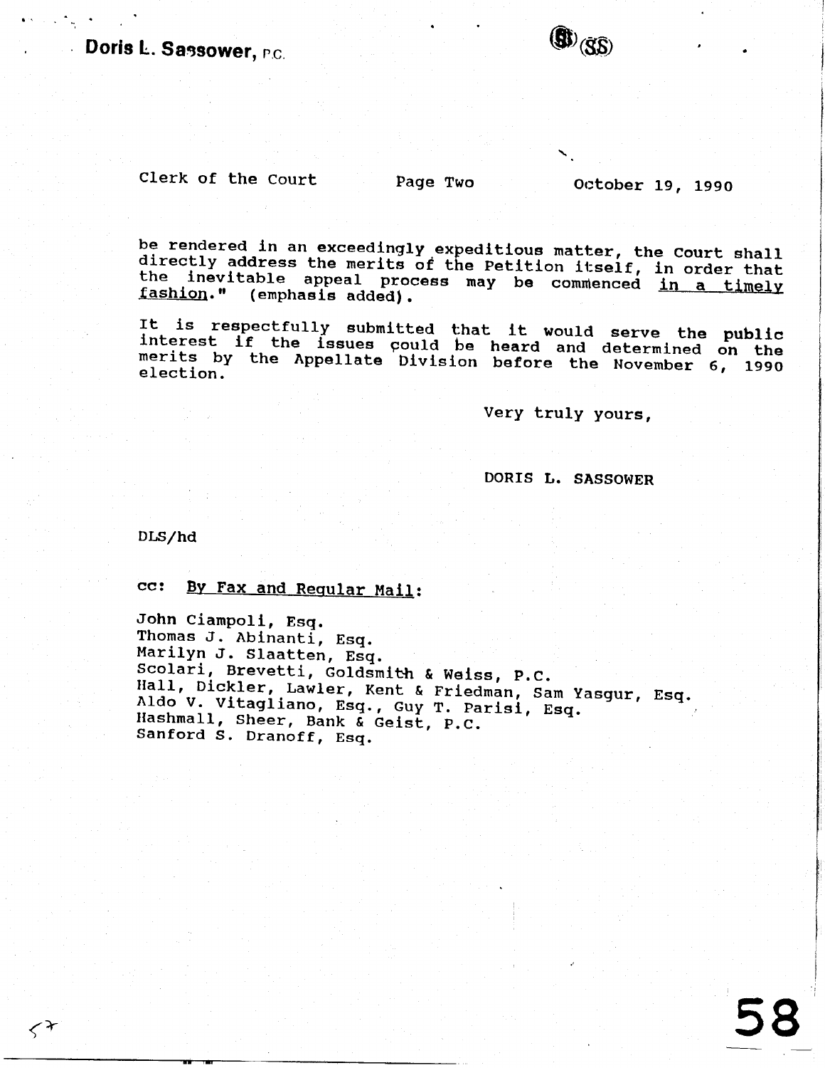Doris L. Sassower, P.C.

Clerk of the Court        Page Two        October 19, 1990

be rendered in an exceedingly expeditious matter, the Court shall directly address the merits of the Petition itself, in order that the inevitable appeal process may be commenced <u>in a timely fashion</u>." (emphasis added).

It is respectfully submitted that it would serve the public interest if the issues could be heard and determined on the merits by the Appellate Division before the November 6, 1990 election.

Very truly yours,

DORIS L. SASSOWER

DLS/hd

cc: <u>By Fax and Regular Mail</u>:

John Ciampoli, Esq.
Thomas J. Abinanti, Esq.
Marilyn J. Slaatten, Esq.
Scolari, Brevetti, Goldsmith & Weiss, P.C.
Hall, Dickler, Lawler, Kent & Friedman, Sam Yasgur, Esq.
Aldo V. Vitagliano, Esq., Guy T. Parisi, Esq.
Hashmall, Sheer, Bank & Geist, P.C.
Sanford S. Dranoff, Esq.